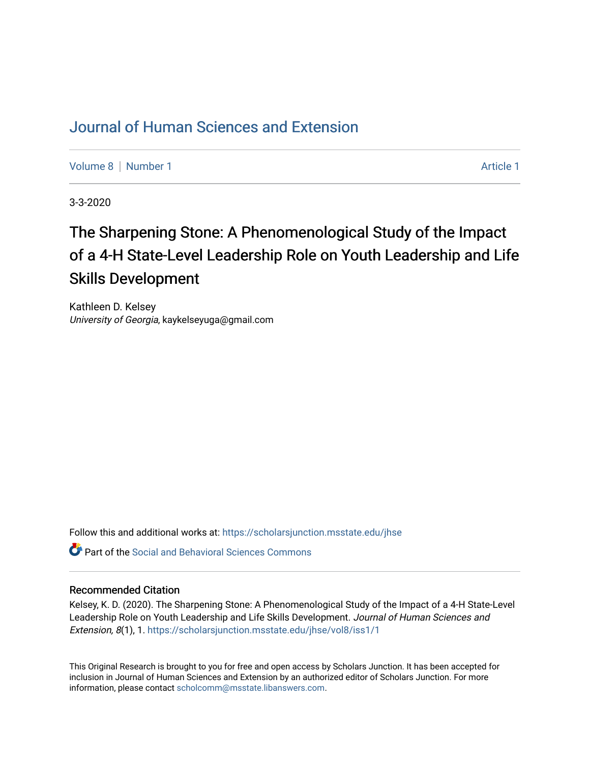# Journal of Human Sciences and Extension

Volume 8 | Number 1 Article 1

3-3-2020

## The Sharpening Stone: A Phenomenological Study of the Impact of a 4-H State-Level Leadership Role on Youth Leadership and Life Skills Development

Kathleen D. Kelsey
*University of Georgia*, kaykelseyuga@gmail.com

Follow this and additional works at: https://scholarsjunction.msstate.edu/jhse

Part of the Social and Behavioral Sciences Commons

### Recommended Citation

Kelsey, K. D. (2020). The Sharpening Stone: A Phenomenological Study of the Impact of a 4-H State-Level Leadership Role on Youth Leadership and Life Skills Development. *Journal of Human Sciences and Extension, 8*(1), 1. https://scholarsjunction.msstate.edu/jhse/vol8/iss1/1

This Original Research is brought to you for free and open access by Scholars Junction. It has been accepted for inclusion in Journal of Human Sciences and Extension by an authorized editor of Scholars Junction. For more information, please contact scholcomm@msstate.libanswers.com.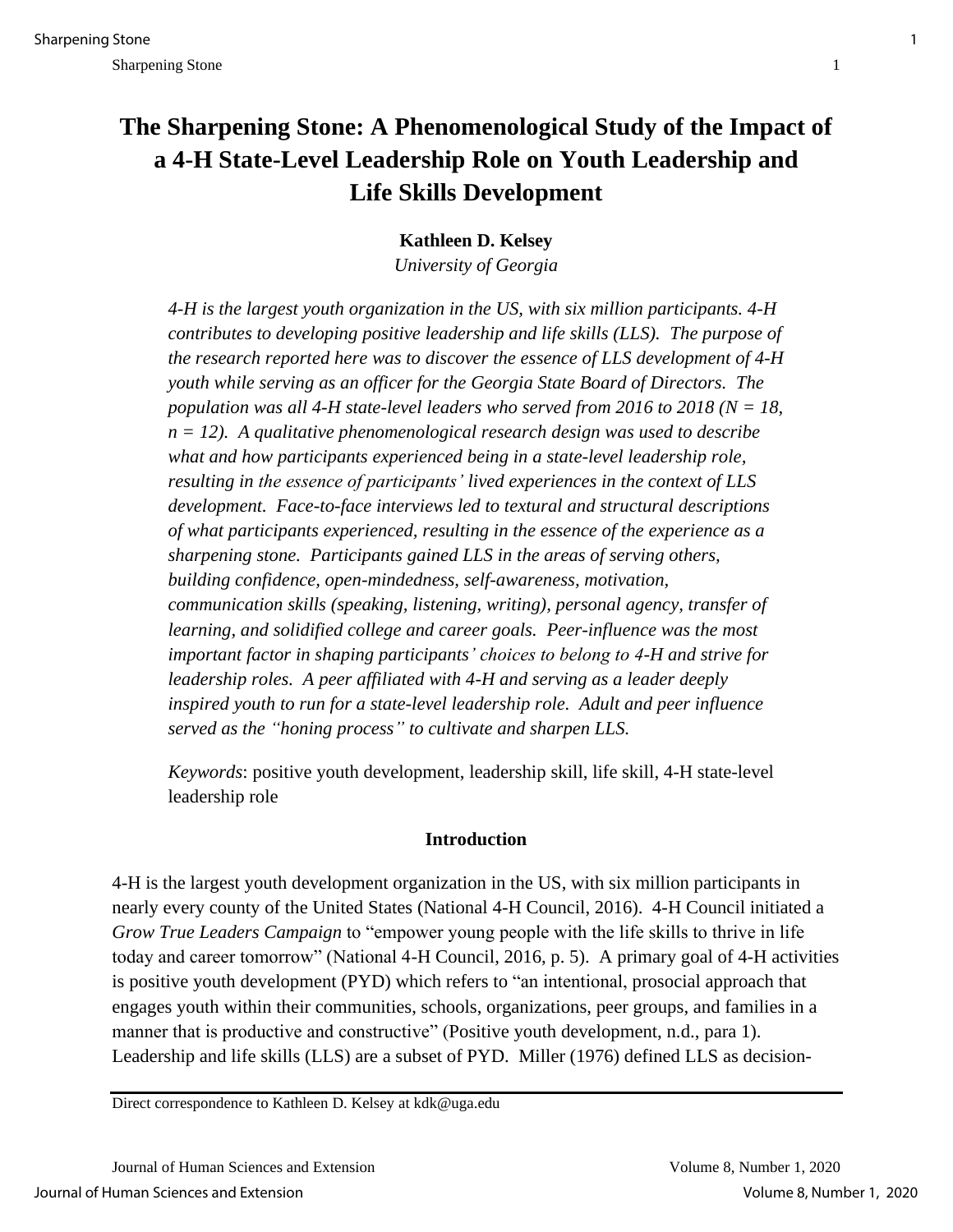# The Sharpening Stone: A Phenomenological Study of the Impact of a 4-H State-Level Leadership Role on Youth Leadership and Life Skills Development

**Kathleen D. Kelsey**

*University of Georgia*

*4-H is the largest youth organization in the US, with six million participants. 4-H contributes to developing positive leadership and life skills (LLS). The purpose of the research reported here was to discover the essence of LLS development of 4-H youth while serving as an officer for the Georgia State Board of Directors. The population was all 4-H state-level leaders who served from 2016 to 2018 (N = 18, n = 12). A qualitative phenomenological research design was used to describe what and how participants experienced being in a state-level leadership role, resulting in the essence of participants' lived experiences in the context of LLS development. Face-to-face interviews led to textural and structural descriptions of what participants experienced, resulting in the essence of the experience as a sharpening stone. Participants gained LLS in the areas of serving others, building confidence, open-mindedness, self-awareness, motivation, communication skills (speaking, listening, writing), personal agency, transfer of learning, and solidified college and career goals. Peer-influence was the most important factor in shaping participants' choices to belong to 4-H and strive for leadership roles. A peer affiliated with 4-H and serving as a leader deeply inspired youth to run for a state-level leadership role. Adult and peer influence served as the "honing process" to cultivate and sharpen LLS.*

*Keywords*: positive youth development, leadership skill, life skill, 4-H state-level leadership role

## Introduction

4-H is the largest youth development organization in the US, with six million participants in nearly every county of the United States (National 4-H Council, 2016). 4-H Council initiated a *Grow True Leaders Campaign* to "empower young people with the life skills to thrive in life today and career tomorrow" (National 4-H Council, 2016, p. 5). A primary goal of 4-H activities is positive youth development (PYD) which refers to "an intentional, prosocial approach that engages youth within their communities, schools, organizations, peer groups, and families in a manner that is productive and constructive" (Positive youth development, n.d., para 1). Leadership and life skills (LLS) are a subset of PYD. Miller (1976) defined LLS as decision-

Direct correspondence to Kathleen D. Kelsey at kdk@uga.edu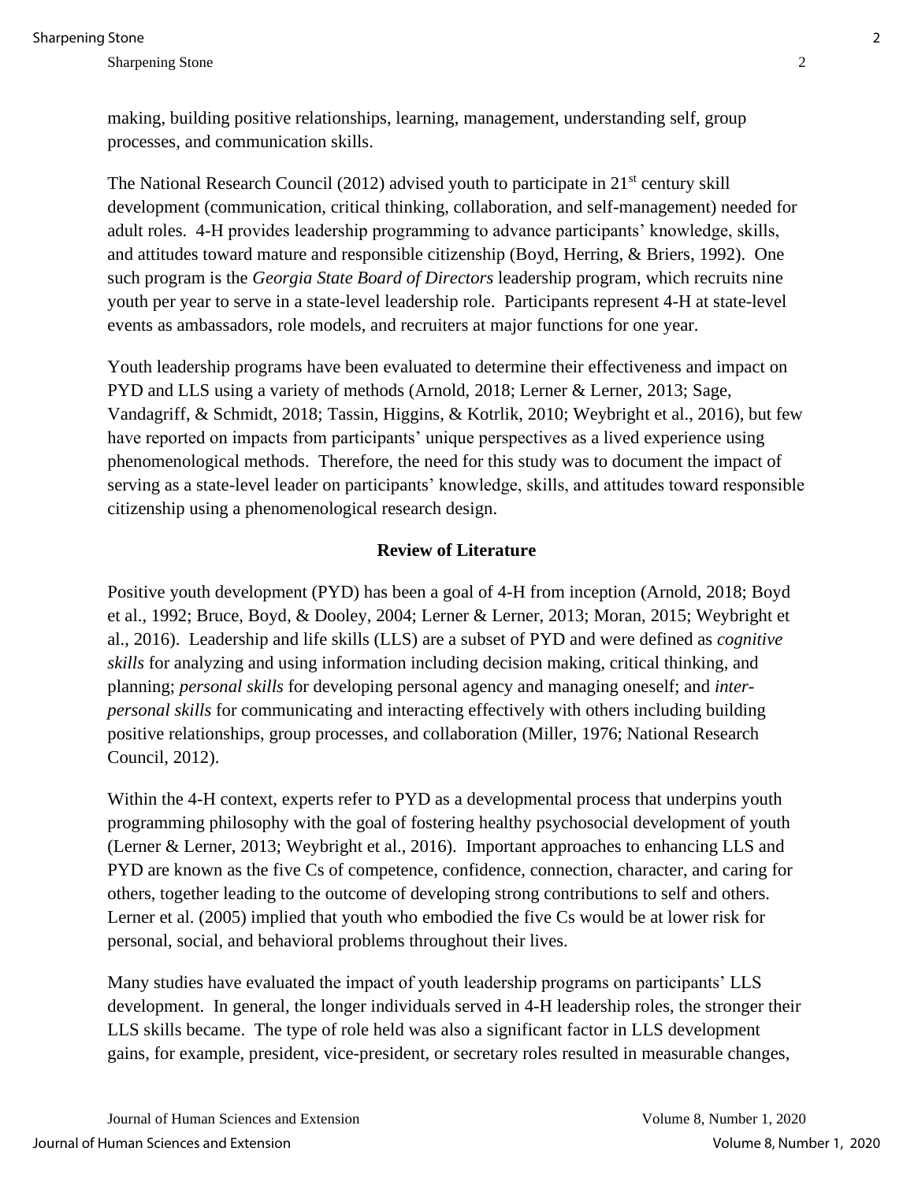making, building positive relationships, learning, management, understanding self, group processes, and communication skills.

The National Research Council (2012) advised youth to participate in 21st century skill development (communication, critical thinking, collaboration, and self-management) needed for adult roles. 4-H provides leadership programming to advance participants' knowledge, skills, and attitudes toward mature and responsible citizenship (Boyd, Herring, & Briers, 1992). One such program is the *Georgia State Board of Directors* leadership program, which recruits nine youth per year to serve in a state-level leadership role. Participants represent 4-H at state-level events as ambassadors, role models, and recruiters at major functions for one year.

Youth leadership programs have been evaluated to determine their effectiveness and impact on PYD and LLS using a variety of methods (Arnold, 2018; Lerner & Lerner, 2013; Sage, Vandagriff, & Schmidt, 2018; Tassin, Higgins, & Kotrlik, 2010; Weybright et al., 2016), but few have reported on impacts from participants' unique perspectives as a lived experience using phenomenological methods. Therefore, the need for this study was to document the impact of serving as a state-level leader on participants' knowledge, skills, and attitudes toward responsible citizenship using a phenomenological research design.

## Review of Literature

Positive youth development (PYD) has been a goal of 4-H from inception (Arnold, 2018; Boyd et al., 1992; Bruce, Boyd, & Dooley, 2004; Lerner & Lerner, 2013; Moran, 2015; Weybright et al., 2016). Leadership and life skills (LLS) are a subset of PYD and were defined as *cognitive skills* for analyzing and using information including decision making, critical thinking, and planning; *personal skills* for developing personal agency and managing oneself; and *inter-personal skills* for communicating and interacting effectively with others including building positive relationships, group processes, and collaboration (Miller, 1976; National Research Council, 2012).

Within the 4-H context, experts refer to PYD as a developmental process that underpins youth programming philosophy with the goal of fostering healthy psychosocial development of youth (Lerner & Lerner, 2013; Weybright et al., 2016). Important approaches to enhancing LLS and PYD are known as the five Cs of competence, confidence, connection, character, and caring for others, together leading to the outcome of developing strong contributions to self and others. Lerner et al. (2005) implied that youth who embodied the five Cs would be at lower risk for personal, social, and behavioral problems throughout their lives.

Many studies have evaluated the impact of youth leadership programs on participants' LLS development. In general, the longer individuals served in 4-H leadership roles, the stronger their LLS skills became. The type of role held was also a significant factor in LLS development gains, for example, president, vice-president, or secretary roles resulted in measurable changes,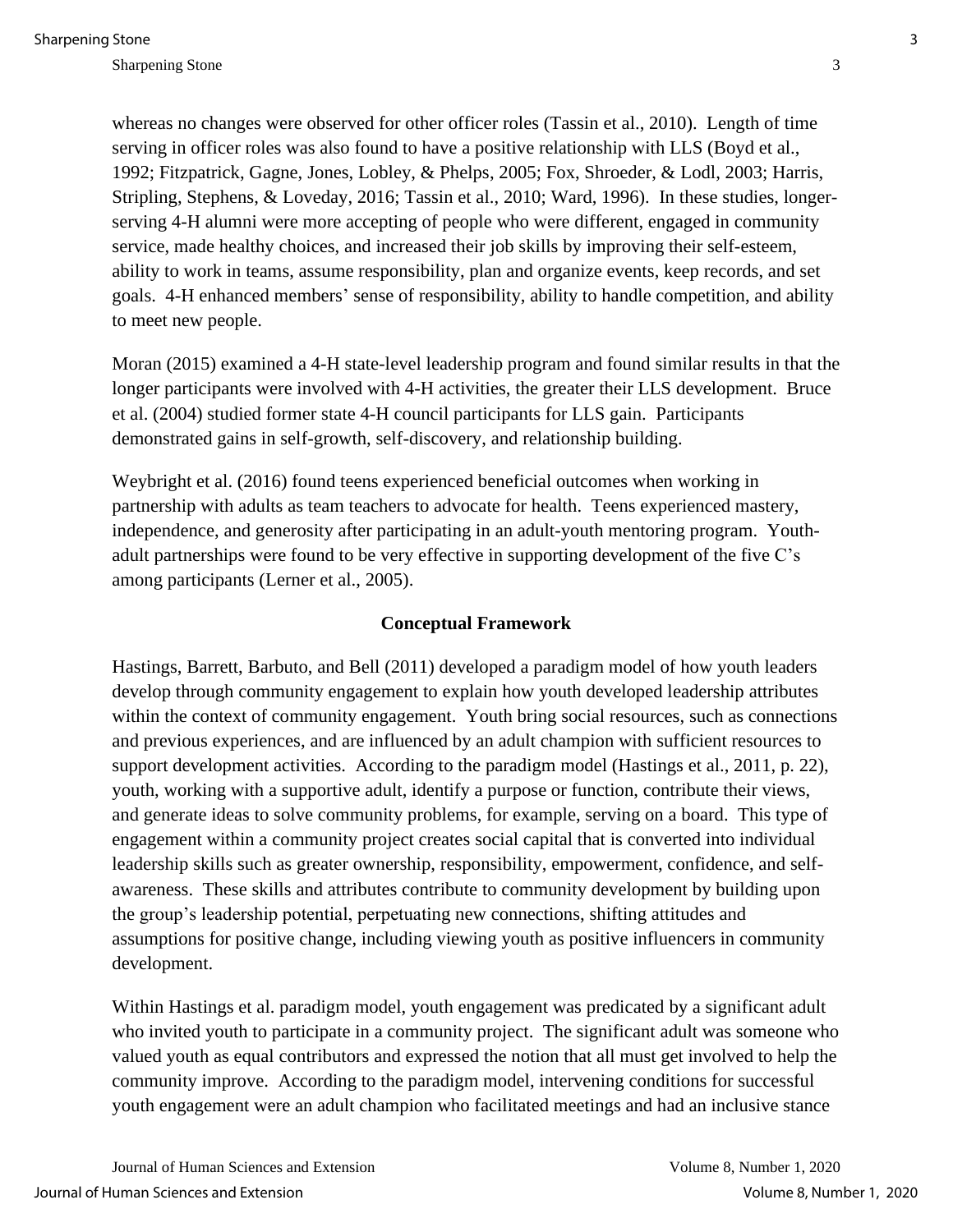whereas no changes were observed for other officer roles (Tassin et al., 2010). Length of time serving in officer roles was also found to have a positive relationship with LLS (Boyd et al., 1992; Fitzpatrick, Gagne, Jones, Lobley, & Phelps, 2005; Fox, Shroeder, & Lodl, 2003; Harris, Stripling, Stephens, & Loveday, 2016; Tassin et al., 2010; Ward, 1996). In these studies, longer-serving 4-H alumni were more accepting of people who were different, engaged in community service, made healthy choices, and increased their job skills by improving their self-esteem, ability to work in teams, assume responsibility, plan and organize events, keep records, and set goals. 4-H enhanced members' sense of responsibility, ability to handle competition, and ability to meet new people.

Moran (2015) examined a 4-H state-level leadership program and found similar results in that the longer participants were involved with 4-H activities, the greater their LLS development. Bruce et al. (2004) studied former state 4-H council participants for LLS gain. Participants demonstrated gains in self-growth, self-discovery, and relationship building.

Weybright et al. (2016) found teens experienced beneficial outcomes when working in partnership with adults as team teachers to advocate for health. Teens experienced mastery, independence, and generosity after participating in an adult-youth mentoring program. Youth-adult partnerships were found to be very effective in supporting development of the five C's among participants (Lerner et al., 2005).

## Conceptual Framework

Hastings, Barrett, Barbuto, and Bell (2011) developed a paradigm model of how youth leaders develop through community engagement to explain how youth developed leadership attributes within the context of community engagement. Youth bring social resources, such as connections and previous experiences, and are influenced by an adult champion with sufficient resources to support development activities. According to the paradigm model (Hastings et al., 2011, p. 22), youth, working with a supportive adult, identify a purpose or function, contribute their views, and generate ideas to solve community problems, for example, serving on a board. This type of engagement within a community project creates social capital that is converted into individual leadership skills such as greater ownership, responsibility, empowerment, confidence, and self-awareness. These skills and attributes contribute to community development by building upon the group's leadership potential, perpetuating new connections, shifting attitudes and assumptions for positive change, including viewing youth as positive influencers in community development.

Within Hastings et al. paradigm model, youth engagement was predicated by a significant adult who invited youth to participate in a community project. The significant adult was someone who valued youth as equal contributors and expressed the notion that all must get involved to help the community improve. According to the paradigm model, intervening conditions for successful youth engagement were an adult champion who facilitated meetings and had an inclusive stance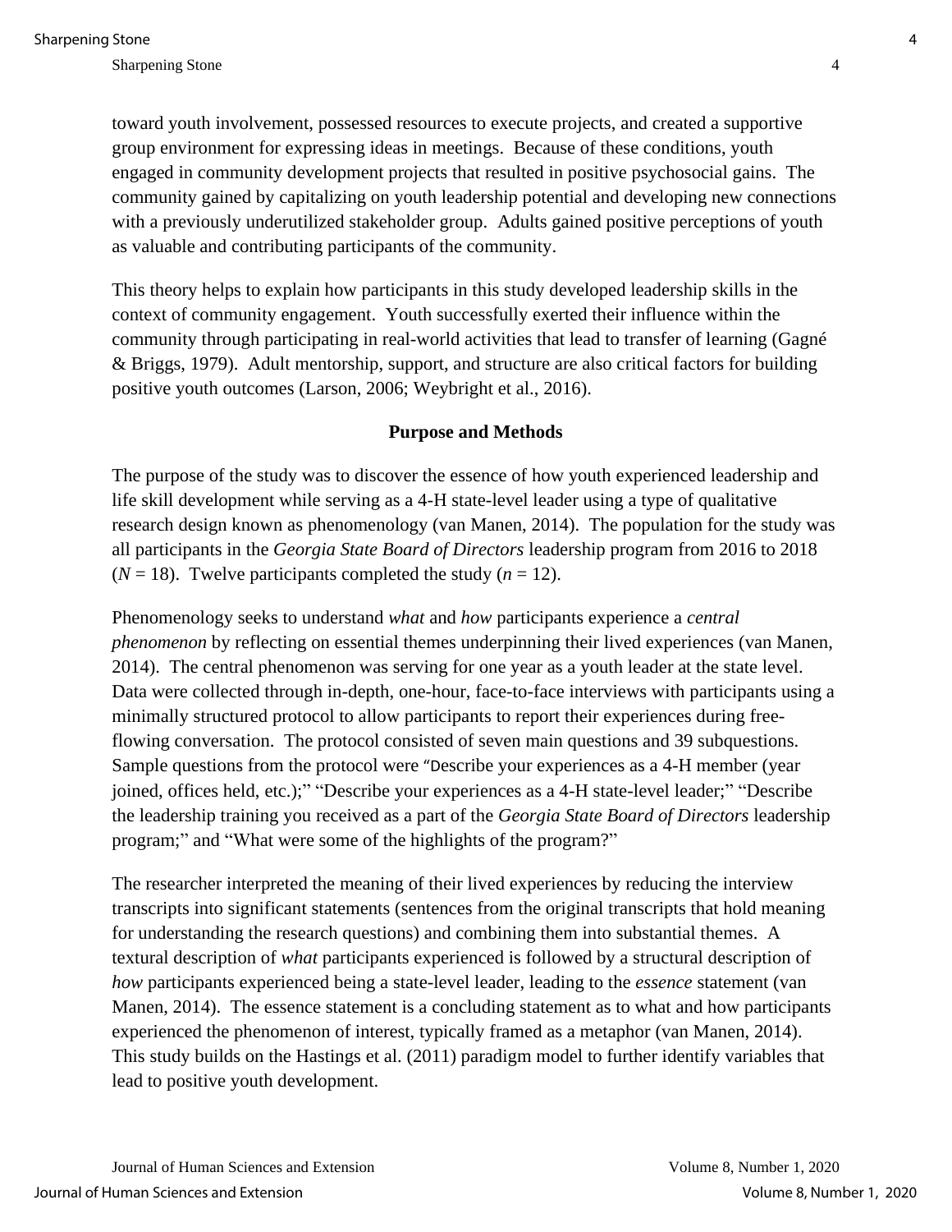toward youth involvement, possessed resources to execute projects, and created a supportive group environment for expressing ideas in meetings. Because of these conditions, youth engaged in community development projects that resulted in positive psychosocial gains. The community gained by capitalizing on youth leadership potential and developing new connections with a previously underutilized stakeholder group. Adults gained positive perceptions of youth as valuable and contributing participants of the community.

This theory helps to explain how participants in this study developed leadership skills in the context of community engagement. Youth successfully exerted their influence within the community through participating in real-world activities that lead to transfer of learning (Gagné & Briggs, 1979). Adult mentorship, support, and structure are also critical factors for building positive youth outcomes (Larson, 2006; Weybright et al., 2016).

## Purpose and Methods

The purpose of the study was to discover the essence of how youth experienced leadership and life skill development while serving as a 4-H state-level leader using a type of qualitative research design known as phenomenology (van Manen, 2014). The population for the study was all participants in the *Georgia State Board of Directors* leadership program from 2016 to 2018 ($N = 18$). Twelve participants completed the study ($n = 12$).

Phenomenology seeks to understand *what* and *how* participants experience a *central phenomenon* by reflecting on essential themes underpinning their lived experiences (van Manen, 2014). The central phenomenon was serving for one year as a youth leader at the state level. Data were collected through in-depth, one-hour, face-to-face interviews with participants using a minimally structured protocol to allow participants to report their experiences during free-flowing conversation. The protocol consisted of seven main questions and 39 subquestions. Sample questions from the protocol were "Describe your experiences as a 4-H member (year joined, offices held, etc.);" "Describe your experiences as a 4-H state-level leader;" "Describe the leadership training you received as a part of the *Georgia State Board of Directors* leadership program;" and "What were some of the highlights of the program?"

The researcher interpreted the meaning of their lived experiences by reducing the interview transcripts into significant statements (sentences from the original transcripts that hold meaning for understanding the research questions) and combining them into substantial themes. A textural description of *what* participants experienced is followed by a structural description of *how* participants experienced being a state-level leader, leading to the *essence* statement (van Manen, 2014). The essence statement is a concluding statement as to what and how participants experienced the phenomenon of interest, typically framed as a metaphor (van Manen, 2014). This study builds on the Hastings et al. (2011) paradigm model to further identify variables that lead to positive youth development.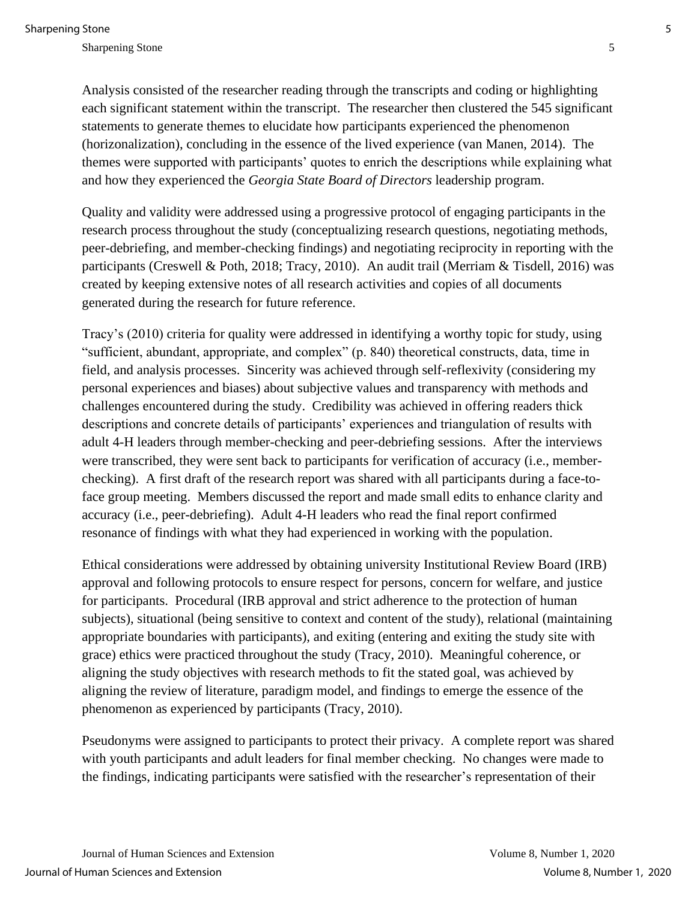Analysis consisted of the researcher reading through the transcripts and coding or highlighting each significant statement within the transcript. The researcher then clustered the 545 significant statements to generate themes to elucidate how participants experienced the phenomenon (horizonalization), concluding in the essence of the lived experience (van Manen, 2014). The themes were supported with participants' quotes to enrich the descriptions while explaining what and how they experienced the *Georgia State Board of Directors* leadership program.

Quality and validity were addressed using a progressive protocol of engaging participants in the research process throughout the study (conceptualizing research questions, negotiating methods, peer-debriefing, and member-checking findings) and negotiating reciprocity in reporting with the participants (Creswell & Poth, 2018; Tracy, 2010). An audit trail (Merriam & Tisdell, 2016) was created by keeping extensive notes of all research activities and copies of all documents generated during the research for future reference.

Tracy's (2010) criteria for quality were addressed in identifying a worthy topic for study, using "sufficient, abundant, appropriate, and complex" (p. 840) theoretical constructs, data, time in field, and analysis processes. Sincerity was achieved through self-reflexivity (considering my personal experiences and biases) about subjective values and transparency with methods and challenges encountered during the study. Credibility was achieved in offering readers thick descriptions and concrete details of participants' experiences and triangulation of results with adult 4-H leaders through member-checking and peer-debriefing sessions. After the interviews were transcribed, they were sent back to participants for verification of accuracy (i.e., member-checking). A first draft of the research report was shared with all participants during a face-to-face group meeting. Members discussed the report and made small edits to enhance clarity and accuracy (i.e., peer-debriefing). Adult 4-H leaders who read the final report confirmed resonance of findings with what they had experienced in working with the population.

Ethical considerations were addressed by obtaining university Institutional Review Board (IRB) approval and following protocols to ensure respect for persons, concern for welfare, and justice for participants. Procedural (IRB approval and strict adherence to the protection of human subjects), situational (being sensitive to context and content of the study), relational (maintaining appropriate boundaries with participants), and exiting (entering and exiting the study site with grace) ethics were practiced throughout the study (Tracy, 2010). Meaningful coherence, or aligning the study objectives with research methods to fit the stated goal, was achieved by aligning the review of literature, paradigm model, and findings to emerge the essence of the phenomenon as experienced by participants (Tracy, 2010).

Pseudonyms were assigned to participants to protect their privacy. A complete report was shared with youth participants and adult leaders for final member checking. No changes were made to the findings, indicating participants were satisfied with the researcher's representation of their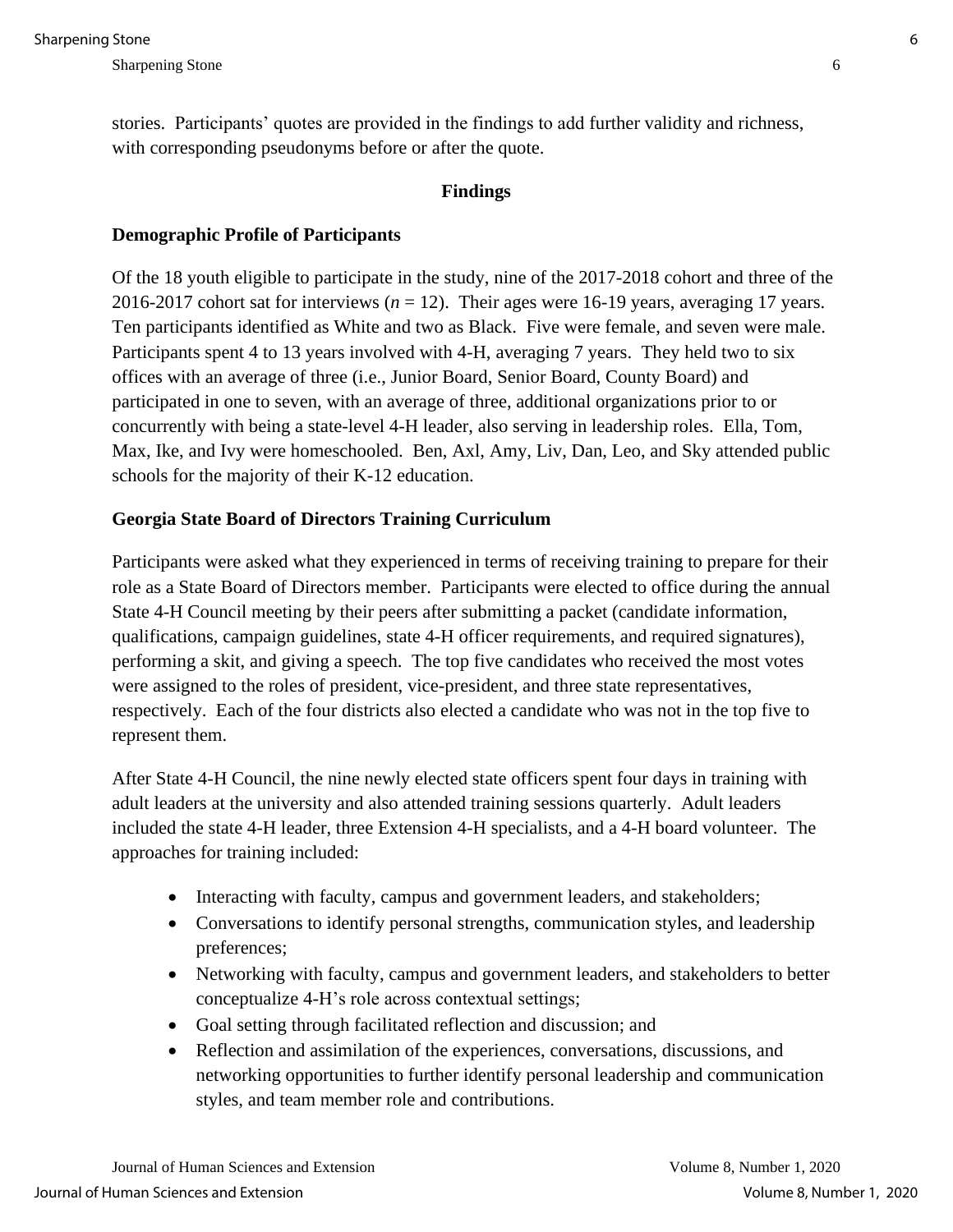stories. Participants' quotes are provided in the findings to add further validity and richness, with corresponding pseudonyms before or after the quote.

## Findings

### Demographic Profile of Participants

Of the 18 youth eligible to participate in the study, nine of the 2017-2018 cohort and three of the 2016-2017 cohort sat for interviews ($n$ = 12). Their ages were 16-19 years, averaging 17 years. Ten participants identified as White and two as Black. Five were female, and seven were male. Participants spent 4 to 13 years involved with 4-H, averaging 7 years. They held two to six offices with an average of three (i.e., Junior Board, Senior Board, County Board) and participated in one to seven, with an average of three, additional organizations prior to or concurrently with being a state-level 4-H leader, also serving in leadership roles. Ella, Tom, Max, Ike, and Ivy were homeschooled. Ben, Axl, Amy, Liv, Dan, Leo, and Sky attended public schools for the majority of their K-12 education.

### Georgia State Board of Directors Training Curriculum

Participants were asked what they experienced in terms of receiving training to prepare for their role as a State Board of Directors member. Participants were elected to office during the annual State 4-H Council meeting by their peers after submitting a packet (candidate information, qualifications, campaign guidelines, state 4-H officer requirements, and required signatures), performing a skit, and giving a speech. The top five candidates who received the most votes were assigned to the roles of president, vice-president, and three state representatives, respectively. Each of the four districts also elected a candidate who was not in the top five to represent them.

After State 4-H Council, the nine newly elected state officers spent four days in training with adult leaders at the university and also attended training sessions quarterly. Adult leaders included the state 4-H leader, three Extension 4-H specialists, and a 4-H board volunteer. The approaches for training included:

- Interacting with faculty, campus and government leaders, and stakeholders;
- Conversations to identify personal strengths, communication styles, and leadership preferences;
- Networking with faculty, campus and government leaders, and stakeholders to better conceptualize 4-H's role across contextual settings;
- Goal setting through facilitated reflection and discussion; and
- Reflection and assimilation of the experiences, conversations, discussions, and networking opportunities to further identify personal leadership and communication styles, and team member role and contributions.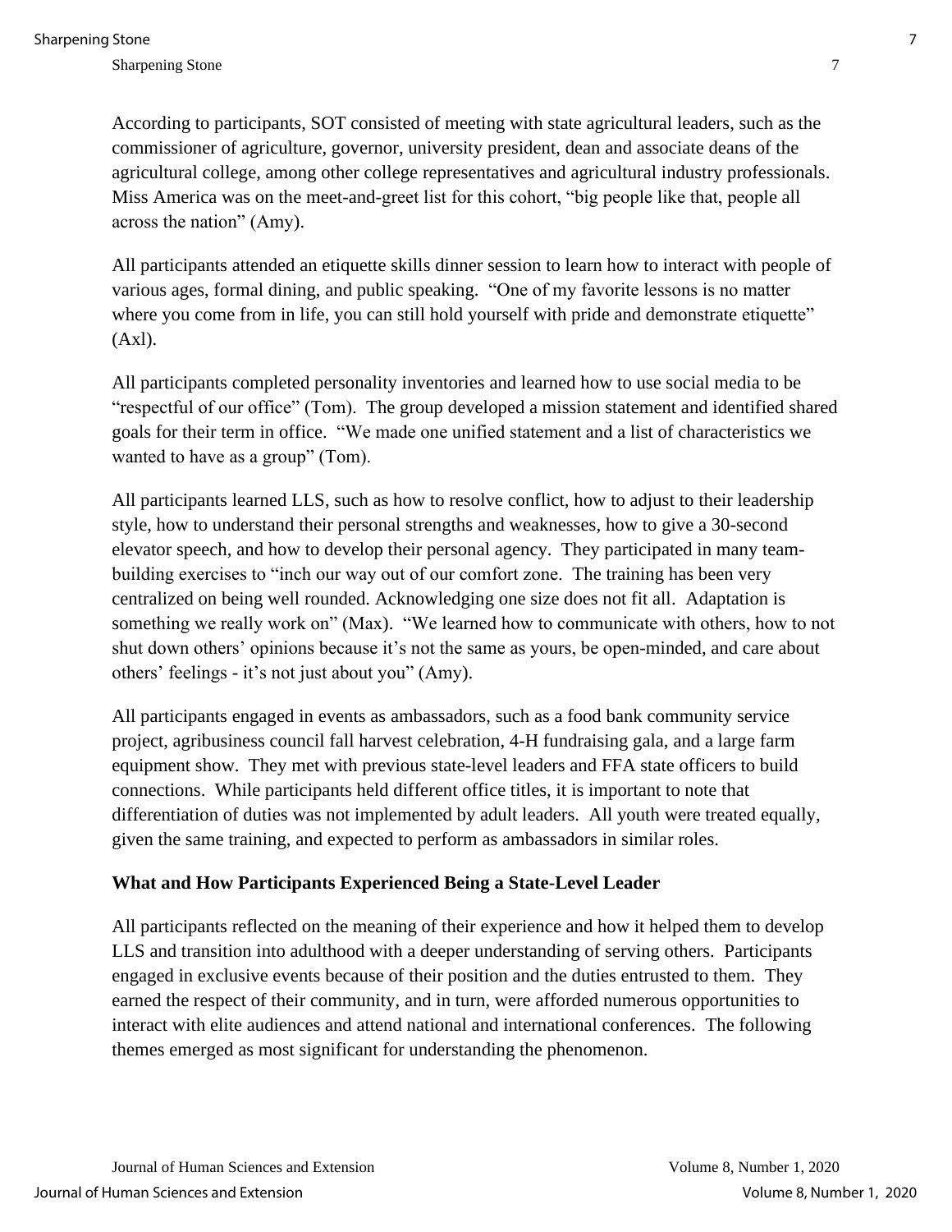According to participants, SOT consisted of meeting with state agricultural leaders, such as the commissioner of agriculture, governor, university president, dean and associate deans of the agricultural college, among other college representatives and agricultural industry professionals. Miss America was on the meet-and-greet list for this cohort, "big people like that, people all across the nation" (Amy).

All participants attended an etiquette skills dinner session to learn how to interact with people of various ages, formal dining, and public speaking. "One of my favorite lessons is no matter where you come from in life, you can still hold yourself with pride and demonstrate etiquette" (Axl).

All participants completed personality inventories and learned how to use social media to be "respectful of our office" (Tom). The group developed a mission statement and identified shared goals for their term in office. "We made one unified statement and a list of characteristics we wanted to have as a group" (Tom).

All participants learned LLS, such as how to resolve conflict, how to adjust to their leadership style, how to understand their personal strengths and weaknesses, how to give a 30-second elevator speech, and how to develop their personal agency. They participated in many team-building exercises to "inch our way out of our comfort zone. The training has been very centralized on being well rounded. Acknowledging one size does not fit all. Adaptation is something we really work on" (Max). "We learned how to communicate with others, how to not shut down others' opinions because it's not the same as yours, be open-minded, and care about others' feelings - it's not just about you" (Amy).

All participants engaged in events as ambassadors, such as a food bank community service project, agribusiness council fall harvest celebration, 4-H fundraising gala, and a large farm equipment show. They met with previous state-level leaders and FFA state officers to build connections. While participants held different office titles, it is important to note that differentiation of duties was not implemented by adult leaders. All youth were treated equally, given the same training, and expected to perform as ambassadors in similar roles.

### What and How Participants Experienced Being a State-Level Leader

All participants reflected on the meaning of their experience and how it helped them to develop LLS and transition into adulthood with a deeper understanding of serving others. Participants engaged in exclusive events because of their position and the duties entrusted to them. They earned the respect of their community, and in turn, were afforded numerous opportunities to interact with elite audiences and attend national and international conferences. The following themes emerged as most significant for understanding the phenomenon.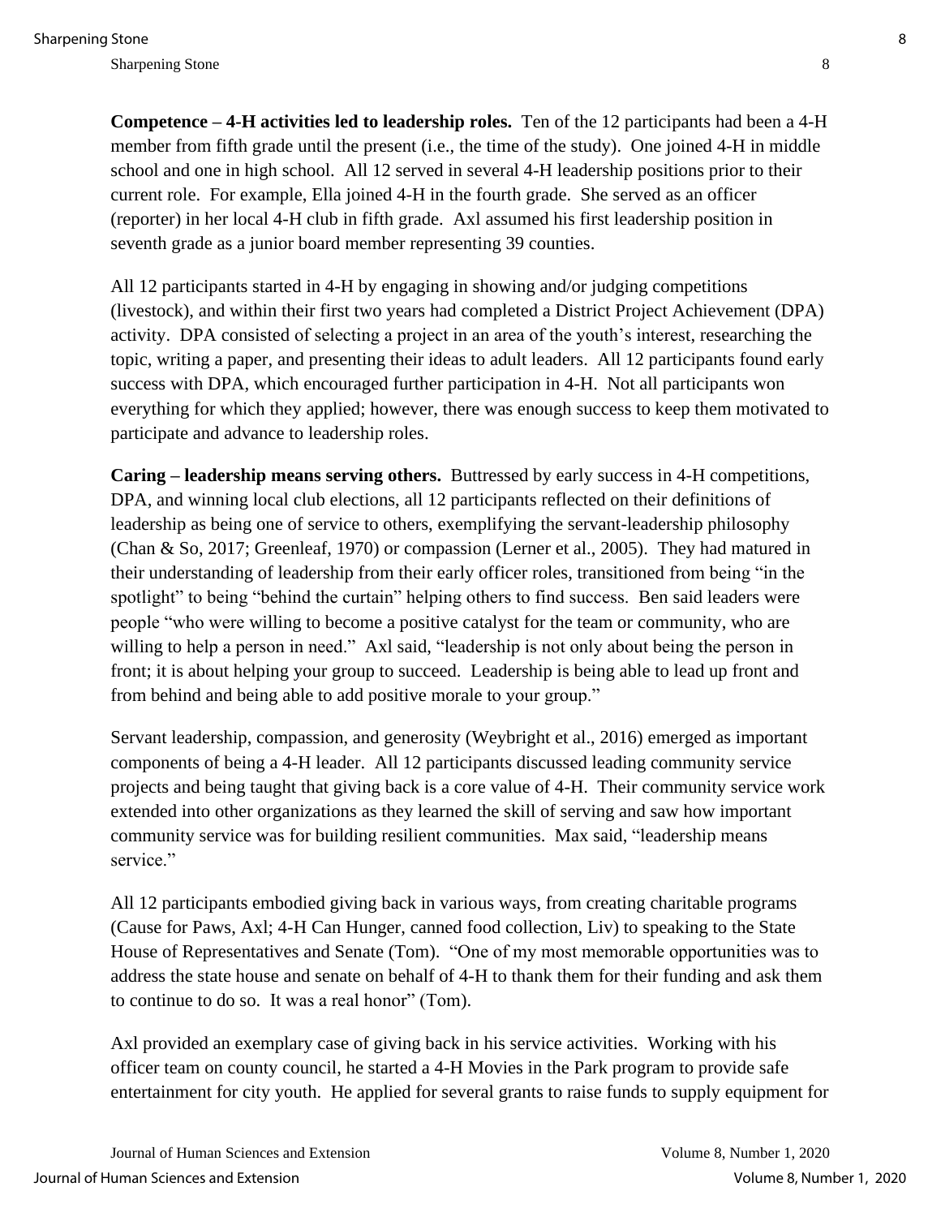**Competence – 4-H activities led to leadership roles.** Ten of the 12 participants had been a 4-H member from fifth grade until the present (i.e., the time of the study). One joined 4-H in middle school and one in high school. All 12 served in several 4-H leadership positions prior to their current role. For example, Ella joined 4-H in the fourth grade. She served as an officer (reporter) in her local 4-H club in fifth grade. Axl assumed his first leadership position in seventh grade as a junior board member representing 39 counties.

All 12 participants started in 4-H by engaging in showing and/or judging competitions (livestock), and within their first two years had completed a District Project Achievement (DPA) activity. DPA consisted of selecting a project in an area of the youth's interest, researching the topic, writing a paper, and presenting their ideas to adult leaders. All 12 participants found early success with DPA, which encouraged further participation in 4-H. Not all participants won everything for which they applied; however, there was enough success to keep them motivated to participate and advance to leadership roles.

**Caring – leadership means serving others.** Buttressed by early success in 4-H competitions, DPA, and winning local club elections, all 12 participants reflected on their definitions of leadership as being one of service to others, exemplifying the servant-leadership philosophy (Chan & So, 2017; Greenleaf, 1970) or compassion (Lerner et al., 2005). They had matured in their understanding of leadership from their early officer roles, transitioned from being "in the spotlight" to being "behind the curtain" helping others to find success. Ben said leaders were people "who were willing to become a positive catalyst for the team or community, who are willing to help a person in need." Axl said, "leadership is not only about being the person in front; it is about helping your group to succeed. Leadership is being able to lead up front and from behind and being able to add positive morale to your group."

Servant leadership, compassion, and generosity (Weybright et al., 2016) emerged as important components of being a 4-H leader. All 12 participants discussed leading community service projects and being taught that giving back is a core value of 4-H. Their community service work extended into other organizations as they learned the skill of serving and saw how important community service was for building resilient communities. Max said, "leadership means service."

All 12 participants embodied giving back in various ways, from creating charitable programs (Cause for Paws, Axl; 4-H Can Hunger, canned food collection, Liv) to speaking to the State House of Representatives and Senate (Tom). "One of my most memorable opportunities was to address the state house and senate on behalf of 4-H to thank them for their funding and ask them to continue to do so. It was a real honor" (Tom).

Axl provided an exemplary case of giving back in his service activities. Working with his officer team on county council, he started a 4-H Movies in the Park program to provide safe entertainment for city youth. He applied for several grants to raise funds to supply equipment for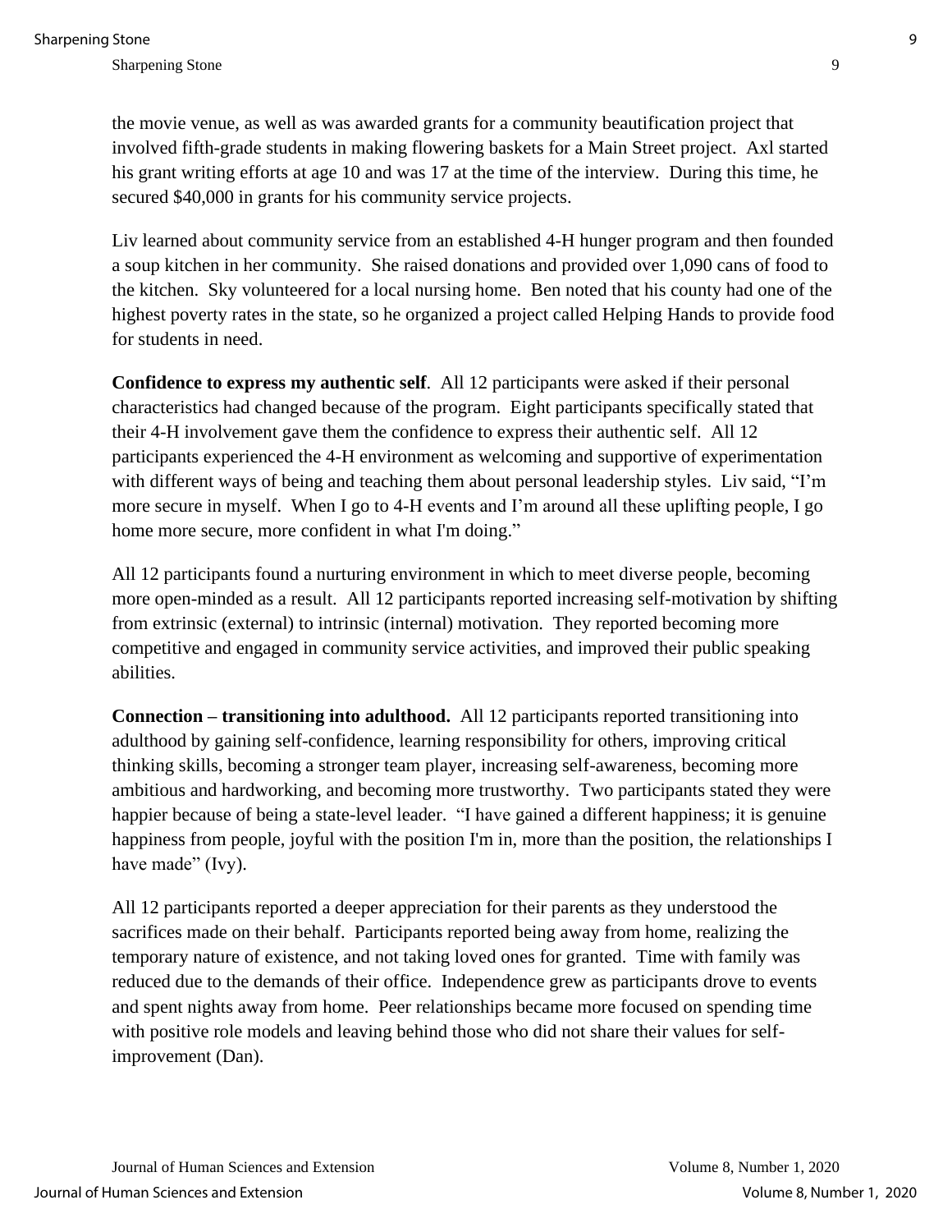the movie venue, as well as was awarded grants for a community beautification project that involved fifth-grade students in making flowering baskets for a Main Street project. Axl started his grant writing efforts at age 10 and was 17 at the time of the interview. During this time, he secured $40,000 in grants for his community service projects.

Liv learned about community service from an established 4-H hunger program and then founded a soup kitchen in her community. She raised donations and provided over 1,090 cans of food to the kitchen. Sky volunteered for a local nursing home. Ben noted that his county had one of the highest poverty rates in the state, so he organized a project called Helping Hands to provide food for students in need.

**Confidence to express my authentic self**. All 12 participants were asked if their personal characteristics had changed because of the program. Eight participants specifically stated that their 4-H involvement gave them the confidence to express their authentic self. All 12 participants experienced the 4-H environment as welcoming and supportive of experimentation with different ways of being and teaching them about personal leadership styles. Liv said, "I'm more secure in myself. When I go to 4-H events and I'm around all these uplifting people, I go home more secure, more confident in what I'm doing."

All 12 participants found a nurturing environment in which to meet diverse people, becoming more open-minded as a result. All 12 participants reported increasing self-motivation by shifting from extrinsic (external) to intrinsic (internal) motivation. They reported becoming more competitive and engaged in community service activities, and improved their public speaking abilities.

**Connection – transitioning into adulthood.** All 12 participants reported transitioning into adulthood by gaining self-confidence, learning responsibility for others, improving critical thinking skills, becoming a stronger team player, increasing self-awareness, becoming more ambitious and hardworking, and becoming more trustworthy. Two participants stated they were happier because of being a state-level leader. "I have gained a different happiness; it is genuine happiness from people, joyful with the position I'm in, more than the position, the relationships I have made" (Ivy).

All 12 participants reported a deeper appreciation for their parents as they understood the sacrifices made on their behalf. Participants reported being away from home, realizing the temporary nature of existence, and not taking loved ones for granted. Time with family was reduced due to the demands of their office. Independence grew as participants drove to events and spent nights away from home. Peer relationships became more focused on spending time with positive role models and leaving behind those who did not share their values for self-improvement (Dan).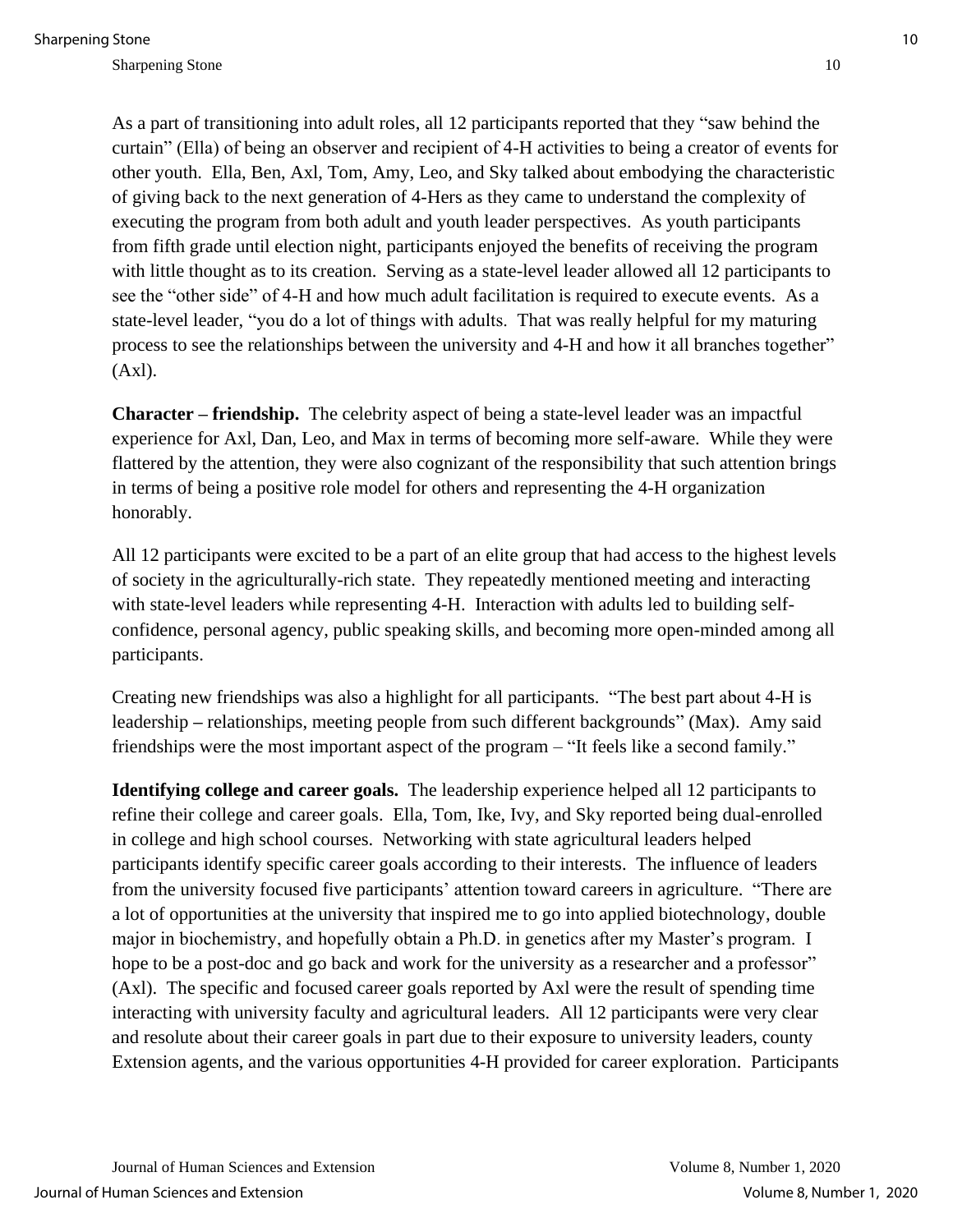As a part of transitioning into adult roles, all 12 participants reported that they "saw behind the curtain" (Ella) of being an observer and recipient of 4-H activities to being a creator of events for other youth. Ella, Ben, Axl, Tom, Amy, Leo, and Sky talked about embodying the characteristic of giving back to the next generation of 4-Hers as they came to understand the complexity of executing the program from both adult and youth leader perspectives. As youth participants from fifth grade until election night, participants enjoyed the benefits of receiving the program with little thought as to its creation. Serving as a state-level leader allowed all 12 participants to see the "other side" of 4-H and how much adult facilitation is required to execute events. As a state-level leader, "you do a lot of things with adults. That was really helpful for my maturing process to see the relationships between the university and 4-H and how it all branches together" (Axl).

**Character – friendship.** The celebrity aspect of being a state-level leader was an impactful experience for Axl, Dan, Leo, and Max in terms of becoming more self-aware. While they were flattered by the attention, they were also cognizant of the responsibility that such attention brings in terms of being a positive role model for others and representing the 4-H organization honorably.

All 12 participants were excited to be a part of an elite group that had access to the highest levels of society in the agriculturally-rich state. They repeatedly mentioned meeting and interacting with state-level leaders while representing 4-H. Interaction with adults led to building self-confidence, personal agency, public speaking skills, and becoming more open-minded among all participants.

Creating new friendships was also a highlight for all participants. "The best part about 4-H is leadership – relationships, meeting people from such different backgrounds" (Max). Amy said friendships were the most important aspect of the program – "It feels like a second family."

**Identifying college and career goals.** The leadership experience helped all 12 participants to refine their college and career goals. Ella, Tom, Ike, Ivy, and Sky reported being dual-enrolled in college and high school courses. Networking with state agricultural leaders helped participants identify specific career goals according to their interests. The influence of leaders from the university focused five participants' attention toward careers in agriculture. "There are a lot of opportunities at the university that inspired me to go into applied biotechnology, double major in biochemistry, and hopefully obtain a Ph.D. in genetics after my Master's program. I hope to be a post-doc and go back and work for the university as a researcher and a professor" (Axl). The specific and focused career goals reported by Axl were the result of spending time interacting with university faculty and agricultural leaders. All 12 participants were very clear and resolute about their career goals in part due to their exposure to university leaders, county Extension agents, and the various opportunities 4-H provided for career exploration. Participants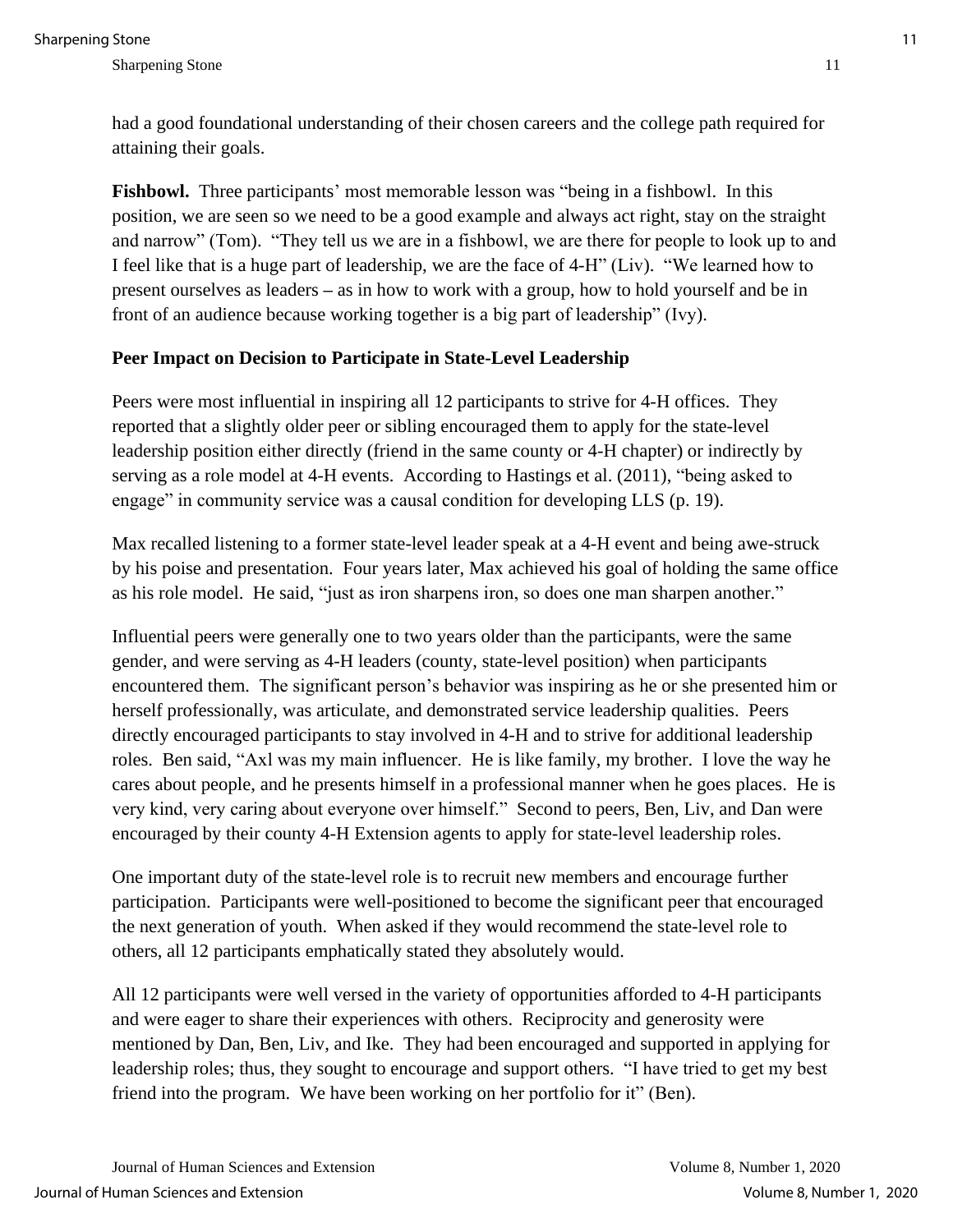had a good foundational understanding of their chosen careers and the college path required for attaining their goals.

**Fishbowl.** Three participants' most memorable lesson was "being in a fishbowl. In this position, we are seen so we need to be a good example and always act right, stay on the straight and narrow" (Tom). "They tell us we are in a fishbowl, we are there for people to look up to and I feel like that is a huge part of leadership, we are the face of 4-H" (Liv). "We learned how to present ourselves as leaders – as in how to work with a group, how to hold yourself and be in front of an audience because working together is a big part of leadership" (Ivy).

### Peer Impact on Decision to Participate in State-Level Leadership

Peers were most influential in inspiring all 12 participants to strive for 4-H offices. They reported that a slightly older peer or sibling encouraged them to apply for the state-level leadership position either directly (friend in the same county or 4-H chapter) or indirectly by serving as a role model at 4-H events. According to Hastings et al. (2011), "being asked to engage" in community service was a causal condition for developing LLS (p. 19).

Max recalled listening to a former state-level leader speak at a 4-H event and being awe-struck by his poise and presentation. Four years later, Max achieved his goal of holding the same office as his role model. He said, "just as iron sharpens iron, so does one man sharpen another."

Influential peers were generally one to two years older than the participants, were the same gender, and were serving as 4-H leaders (county, state-level position) when participants encountered them. The significant person's behavior was inspiring as he or she presented him or herself professionally, was articulate, and demonstrated service leadership qualities. Peers directly encouraged participants to stay involved in 4-H and to strive for additional leadership roles. Ben said, "Axl was my main influencer. He is like family, my brother. I love the way he cares about people, and he presents himself in a professional manner when he goes places. He is very kind, very caring about everyone over himself." Second to peers, Ben, Liv, and Dan were encouraged by their county 4-H Extension agents to apply for state-level leadership roles.

One important duty of the state-level role is to recruit new members and encourage further participation. Participants were well-positioned to become the significant peer that encouraged the next generation of youth. When asked if they would recommend the state-level role to others, all 12 participants emphatically stated they absolutely would.

All 12 participants were well versed in the variety of opportunities afforded to 4-H participants and were eager to share their experiences with others. Reciprocity and generosity were mentioned by Dan, Ben, Liv, and Ike. They had been encouraged and supported in applying for leadership roles; thus, they sought to encourage and support others. "I have tried to get my best friend into the program. We have been working on her portfolio for it" (Ben).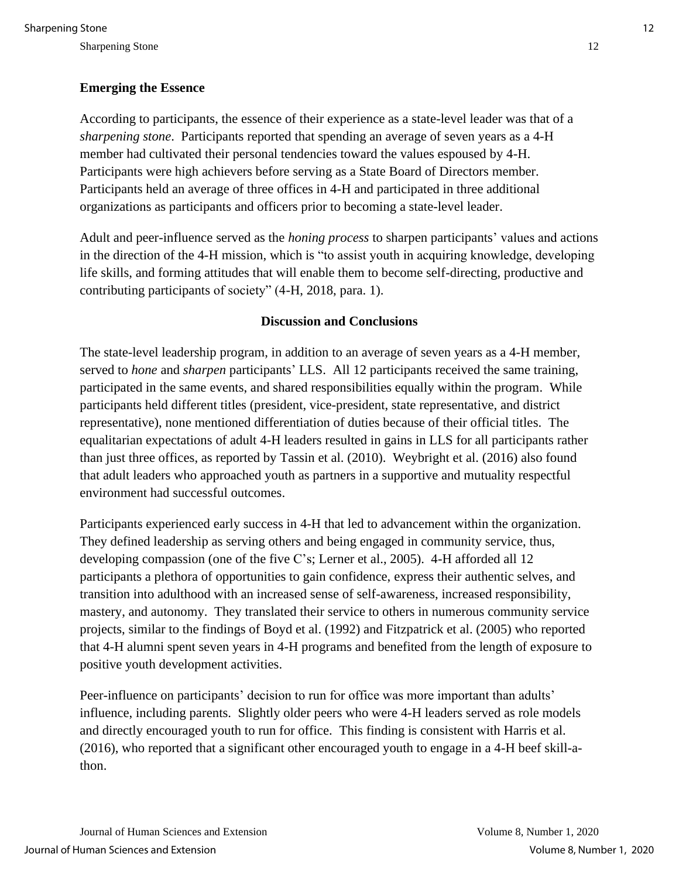### Emerging the Essence

According to participants, the essence of their experience as a state-level leader was that of a *sharpening stone*. Participants reported that spending an average of seven years as a 4-H member had cultivated their personal tendencies toward the values espoused by 4-H. Participants were high achievers before serving as a State Board of Directors member. Participants held an average of three offices in 4-H and participated in three additional organizations as participants and officers prior to becoming a state-level leader.

Adult and peer-influence served as the *honing process* to sharpen participants' values and actions in the direction of the 4-H mission, which is "to assist youth in acquiring knowledge, developing life skills, and forming attitudes that will enable them to become self-directing, productive and contributing participants of society" (4-H, 2018, para. 1).

## Discussion and Conclusions

The state-level leadership program, in addition to an average of seven years as a 4-H member, served to *hone* and *sharpen* participants' LLS. All 12 participants received the same training, participated in the same events, and shared responsibilities equally within the program. While participants held different titles (president, vice-president, state representative, and district representative), none mentioned differentiation of duties because of their official titles. The equalitarian expectations of adult 4-H leaders resulted in gains in LLS for all participants rather than just three offices, as reported by Tassin et al. (2010). Weybright et al. (2016) also found that adult leaders who approached youth as partners in a supportive and mutuality respectful environment had successful outcomes.

Participants experienced early success in 4-H that led to advancement within the organization. They defined leadership as serving others and being engaged in community service, thus, developing compassion (one of the five C's; Lerner et al., 2005). 4-H afforded all 12 participants a plethora of opportunities to gain confidence, express their authentic selves, and transition into adulthood with an increased sense of self-awareness, increased responsibility, mastery, and autonomy. They translated their service to others in numerous community service projects, similar to the findings of Boyd et al. (1992) and Fitzpatrick et al. (2005) who reported that 4-H alumni spent seven years in 4-H programs and benefited from the length of exposure to positive youth development activities.

Peer-influence on participants' decision to run for office was more important than adults' influence, including parents. Slightly older peers who were 4-H leaders served as role models and directly encouraged youth to run for office. This finding is consistent with Harris et al. (2016), who reported that a significant other encouraged youth to engage in a 4-H beef skill-a-thon.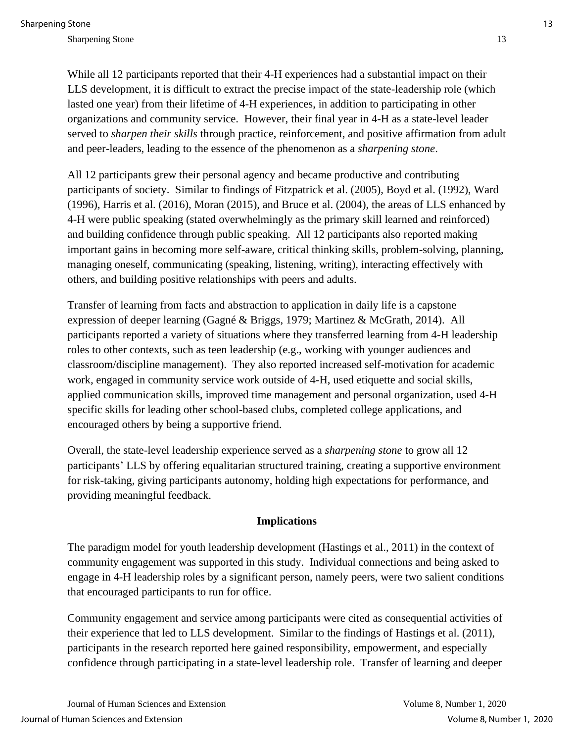While all 12 participants reported that their 4-H experiences had a substantial impact on their LLS development, it is difficult to extract the precise impact of the state-leadership role (which lasted one year) from their lifetime of 4-H experiences, in addition to participating in other organizations and community service. However, their final year in 4-H as a state-level leader served to *sharpen their skills* through practice, reinforcement, and positive affirmation from adult and peer-leaders, leading to the essence of the phenomenon as a *sharpening stone*.

All 12 participants grew their personal agency and became productive and contributing participants of society. Similar to findings of Fitzpatrick et al. (2005), Boyd et al. (1992), Ward (1996), Harris et al. (2016), Moran (2015), and Bruce et al. (2004), the areas of LLS enhanced by 4-H were public speaking (stated overwhelmingly as the primary skill learned and reinforced) and building confidence through public speaking. All 12 participants also reported making important gains in becoming more self-aware, critical thinking skills, problem-solving, planning, managing oneself, communicating (speaking, listening, writing), interacting effectively with others, and building positive relationships with peers and adults.

Transfer of learning from facts and abstraction to application in daily life is a capstone expression of deeper learning (Gagné & Briggs, 1979; Martinez & McGrath, 2014). All participants reported a variety of situations where they transferred learning from 4-H leadership roles to other contexts, such as teen leadership (e.g., working with younger audiences and classroom/discipline management). They also reported increased self-motivation for academic work, engaged in community service work outside of 4-H, used etiquette and social skills, applied communication skills, improved time management and personal organization, used 4-H specific skills for leading other school-based clubs, completed college applications, and encouraged others by being a supportive friend.

Overall, the state-level leadership experience served as a *sharpening stone* to grow all 12 participants' LLS by offering equalitarian structured training, creating a supportive environment for risk-taking, giving participants autonomy, holding high expectations for performance, and providing meaningful feedback.

## Implications

The paradigm model for youth leadership development (Hastings et al., 2011) in the context of community engagement was supported in this study. Individual connections and being asked to engage in 4-H leadership roles by a significant person, namely peers, were two salient conditions that encouraged participants to run for office.

Community engagement and service among participants were cited as consequential activities of their experience that led to LLS development. Similar to the findings of Hastings et al. (2011), participants in the research reported here gained responsibility, empowerment, and especially confidence through participating in a state-level leadership role. Transfer of learning and deeper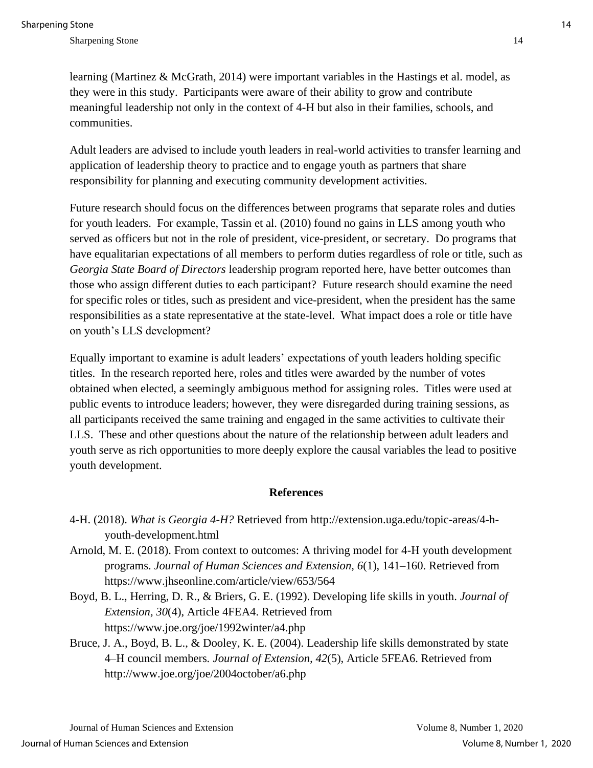learning (Martinez & McGrath, 2014) were important variables in the Hastings et al. model, as they were in this study. Participants were aware of their ability to grow and contribute meaningful leadership not only in the context of 4-H but also in their families, schools, and communities.

Adult leaders are advised to include youth leaders in real-world activities to transfer learning and application of leadership theory to practice and to engage youth as partners that share responsibility for planning and executing community development activities.

Future research should focus on the differences between programs that separate roles and duties for youth leaders. For example, Tassin et al. (2010) found no gains in LLS among youth who served as officers but not in the role of president, vice-president, or secretary. Do programs that have equalitarian expectations of all members to perform duties regardless of role or title, such as *Georgia State Board of Directors* leadership program reported here, have better outcomes than those who assign different duties to each participant? Future research should examine the need for specific roles or titles, such as president and vice-president, when the president has the same responsibilities as a state representative at the state-level. What impact does a role or title have on youth's LLS development?

Equally important to examine is adult leaders' expectations of youth leaders holding specific titles. In the research reported here, roles and titles were awarded by the number of votes obtained when elected, a seemingly ambiguous method for assigning roles. Titles were used at public events to introduce leaders; however, they were disregarded during training sessions, as all participants received the same training and engaged in the same activities to cultivate their LLS. These and other questions about the nature of the relationship between adult leaders and youth serve as rich opportunities to more deeply explore the causal variables the lead to positive youth development.

## References

4-H. (2018). *What is Georgia 4-H?* Retrieved from http://extension.uga.edu/topic-areas/4-h-youth-development.html

Arnold, M. E. (2018). From context to outcomes: A thriving model for 4-H youth development programs. *Journal of Human Sciences and Extension, 6*(1), 141–160. Retrieved from https://www.jhseonline.com/article/view/653/564

Boyd, B. L., Herring, D. R., & Briers, G. E. (1992). Developing life skills in youth. *Journal of Extension*, *30*(4), Article 4FEA4. Retrieved from https://www.joe.org/joe/1992winter/a4.php

Bruce, J. A., Boyd, B. L., & Dooley, K. E. (2004). Leadership life skills demonstrated by state 4–H council members. *Journal of Extension, 42*(5), Article 5FEA6. Retrieved from http://www.joe.org/joe/2004october/a6.php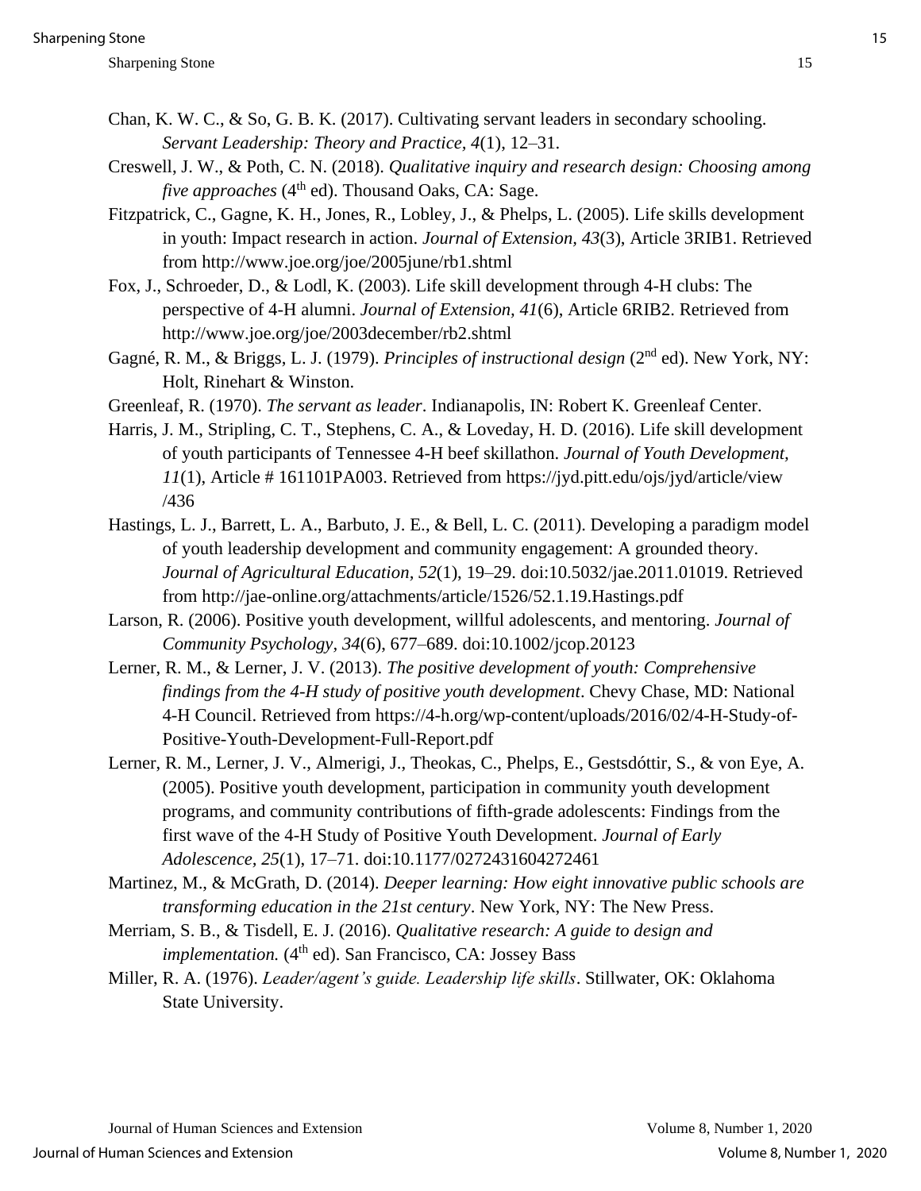Chan, K. W. C., & So, G. B. K. (2017). Cultivating servant leaders in secondary schooling. *Servant Leadership: Theory and Practice, 4*(1), 12–31.

Creswell, J. W., & Poth, C. N. (2018). *Qualitative inquiry and research design: Choosing among five approaches* (4th ed). Thousand Oaks, CA: Sage.

Fitzpatrick, C., Gagne, K. H., Jones, R., Lobley, J., & Phelps, L. (2005). Life skills development in youth: Impact research in action. *Journal of Extension, 43*(3), Article 3RIB1. Retrieved from http://www.joe.org/joe/2005june/rb1.shtml

Fox, J., Schroeder, D., & Lodl, K. (2003). Life skill development through 4-H clubs: The perspective of 4-H alumni. *Journal of Extension, 41*(6), Article 6RIB2. Retrieved from http://www.joe.org/joe/2003december/rb2.shtml

Gagné, R. M., & Briggs, L. J. (1979). *Principles of instructional design* (2nd ed). New York, NY: Holt, Rinehart & Winston.

Greenleaf, R. (1970). *The servant as leader*. Indianapolis, IN: Robert K. Greenleaf Center.

Harris, J. M., Stripling, C. T., Stephens, C. A., & Loveday, H. D. (2016). Life skill development of youth participants of Tennessee 4-H beef skillathon. *Journal of Youth Development, 11*(1), Article # 161101PA003. Retrieved from https://jyd.pitt.edu/ojs/jyd/article/view/436

Hastings, L. J., Barrett, L. A., Barbuto, J. E., & Bell, L. C. (2011). Developing a paradigm model of youth leadership development and community engagement: A grounded theory. *Journal of Agricultural Education, 52*(1), 19–29. doi:10.5032/jae.2011.01019. Retrieved from http://jae-online.org/attachments/article/1526/52.1.19.Hastings.pdf

Larson, R. (2006). Positive youth development, willful adolescents, and mentoring. *Journal of Community Psychology, 34*(6), 677–689. doi:10.1002/jcop.20123

Lerner, R. M., & Lerner, J. V. (2013). *The positive development of youth: Comprehensive findings from the 4-H study of positive youth development*. Chevy Chase, MD: National 4-H Council. Retrieved from https://4-h.org/wp-content/uploads/2016/02/4-H-Study-of-Positive-Youth-Development-Full-Report.pdf

Lerner, R. M., Lerner, J. V., Almerigi, J., Theokas, C., Phelps, E., Gestsdóttir, S., & von Eye, A. (2005). Positive youth development, participation in community youth development programs, and community contributions of fifth-grade adolescents: Findings from the first wave of the 4-H Study of Positive Youth Development. *Journal of Early Adolescence, 25*(1), 17–71. doi:10.1177/0272431604272461

Martinez, M., & McGrath, D. (2014). *Deeper learning: How eight innovative public schools are transforming education in the 21st century*. New York, NY: The New Press.

Merriam, S. B., & Tisdell, E. J. (2016). *Qualitative research: A guide to design and implementation.* (4th ed). San Francisco, CA: Jossey Bass

Miller, R. A. (1976). *Leader/agent's guide. Leadership life skills*. Stillwater, OK: Oklahoma State University.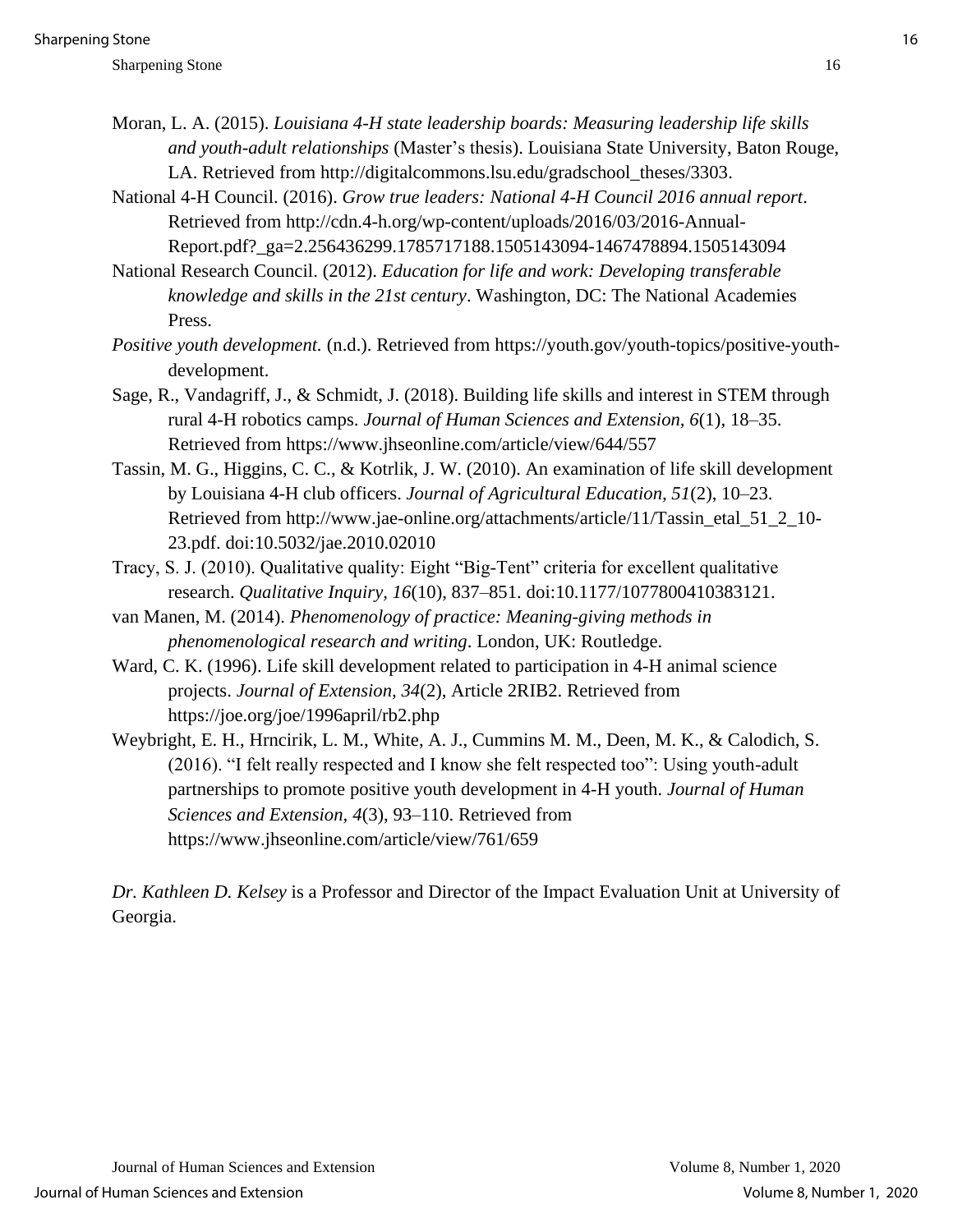Moran, L. A. (2015). *Louisiana 4-H state leadership boards: Measuring leadership life skills and youth-adult relationships* (Master's thesis). Louisiana State University, Baton Rouge, LA. Retrieved from http://digitalcommons.lsu.edu/gradschool_theses/3303.

National 4-H Council. (2016). *Grow true leaders: National 4-H Council 2016 annual report*. Retrieved from http://cdn.4-h.org/wp-content/uploads/2016/03/2016-Annual-Report.pdf?_ga=2.256436299.1785717188.1505143094-1467478894.1505143094

National Research Council. (2012). *Education for life and work: Developing transferable knowledge and skills in the 21st century*. Washington, DC: The National Academies Press.

*Positive youth development.* (n.d.). Retrieved from https://youth.gov/youth-topics/positive-youth-development.

Sage, R., Vandagriff, J., & Schmidt, J. (2018). Building life skills and interest in STEM through rural 4-H robotics camps. *Journal of Human Sciences and Extension, 6*(1), 18–35. Retrieved from https://www.jhseonline.com/article/view/644/557

Tassin, M. G., Higgins, C. C., & Kotrlik, J. W. (2010). An examination of life skill development by Louisiana 4-H club officers. *Journal of Agricultural Education, 51*(2), 10–23. Retrieved from http://www.jae-online.org/attachments/article/11/Tassin_etal_51_2_10-23.pdf. doi:10.5032/jae.2010.02010

Tracy, S. J. (2010). Qualitative quality: Eight "Big-Tent" criteria for excellent qualitative research. *Qualitative Inquiry, 16*(10), 837–851. doi:10.1177/1077800410383121.

van Manen, M. (2014). *Phenomenology of practice: Meaning-giving methods in phenomenological research and writing*. London, UK: Routledge.

Ward, C. K. (1996). Life skill development related to participation in 4-H animal science projects. *Journal of Extension, 34*(2), Article 2RIB2. Retrieved from https://joe.org/joe/1996april/rb2.php

Weybright, E. H., Hrncirik, L. M., White, A. J., Cummins M. M., Deen, M. K., & Calodich, S. (2016). "I felt really respected and I know she felt respected too": Using youth-adult partnerships to promote positive youth development in 4-H youth. *Journal of Human Sciences and Extension, 4*(3), 93–110. Retrieved from https://www.jhseonline.com/article/view/761/659

*Dr. Kathleen D. Kelsey* is a Professor and Director of the Impact Evaluation Unit at University of Georgia.